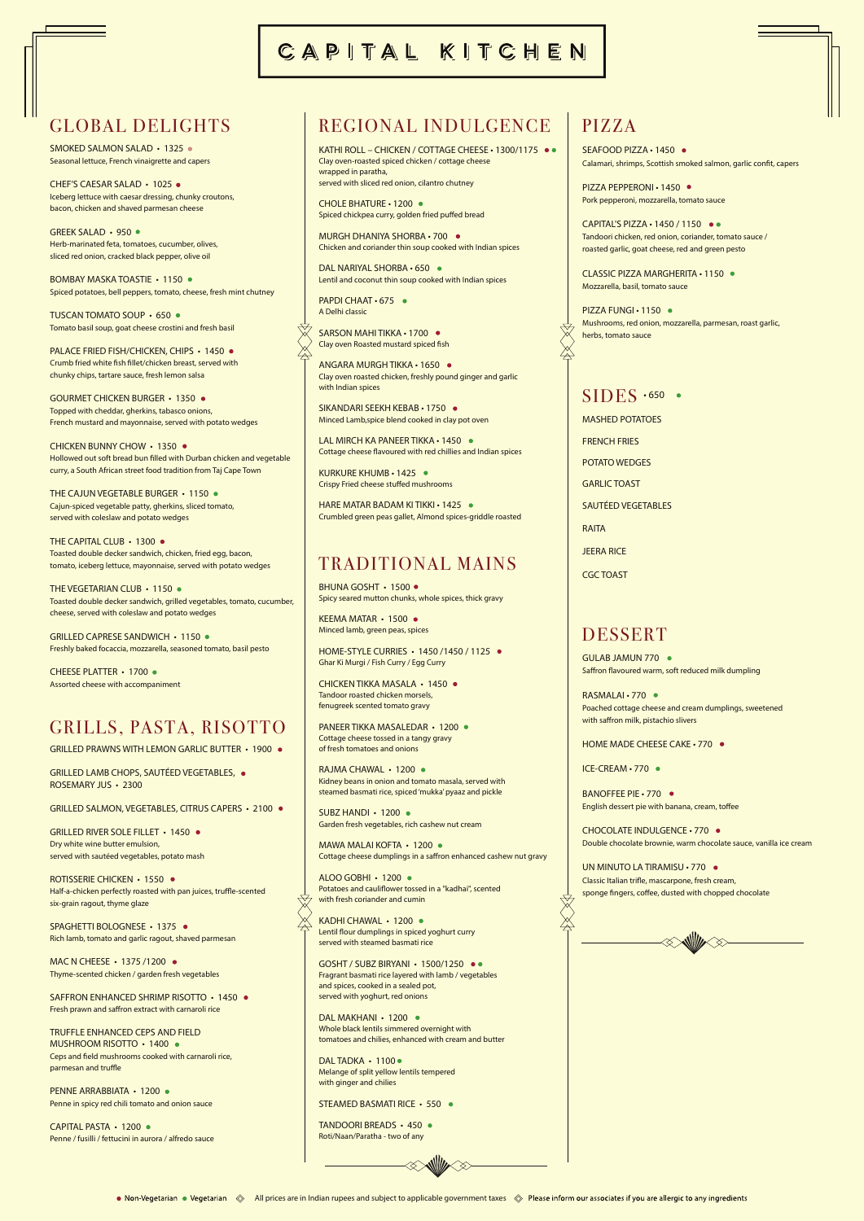# CAPITAL KITCHEN

## GLOBAL DELIGHTS

SMOKED SALMON SALAD • 1325 ●
Seasonal lettuce, French vinaigrette and capers

CHEF'S CAESAR SALAD • 1025 ●
Iceberg lettuce with caesar dressing, chunky croutons, bacon, chicken and shaved parmesan cheese

GREEK SALAD • 950 ●
Herb-marinated feta, tomatoes, cucumber, olives, sliced red onion, cracked black pepper, olive oil

BOMBAY MASKA TOASTIE • 1150 ●
Spiced potatoes, bell peppers, tomato, cheese, fresh mint chutney

TUSCAN TOMATO SOUP • 650 ●
Tomato basil soup, goat cheese crostini and fresh basil

PALACE FRIED FISH/CHICKEN, CHIPS • 1450 ●
Crumb fried white fish fillet/chicken breast, served with chunky chips, tartare sauce, fresh lemon salsa

GOURMET CHICKEN BURGER • 1350 ●
Topped with cheddar, gherkins, tabasco onions, French mustard and mayonnaise, served with potato wedges

CHICKEN BUNNY CHOW • 1350 ●
Hollowed out soft bread bun filled with Durban chicken and vegetable curry, a South African street food tradition from Taj Cape Town

THE CAJUN VEGETABLE BURGER • 1150 ●
Cajun-spiced vegetable patty, gherkins, sliced tomato, served with coleslaw and potato wedges

THE CAPITAL CLUB • 1300 ●
Toasted double decker sandwich, chicken, fried egg, bacon, tomato, iceberg lettuce, mayonnaise, served with potato wedges

THE VEGETARIAN CLUB • 1150 ●
Toasted double decker sandwich, grilled vegetables, tomato, cucumber, cheese, served with coleslaw and potato wedges

GRILLED CAPRESE SANDWICH • 1150 ●
Freshly baked focaccia, mozzarella, seasoned tomato, basil pesto

CHEESE PLATTER • 1700 ●
Assorted cheese with accompaniment

## GRILLS, PASTA, RISOTTO

GRILLED PRAWNS WITH LEMON GARLIC BUTTER • 1900 ●

GRILLED LAMB CHOPS, SAUTÉED VEGETABLES, ● ROSEMARY JUS • 2300

GRILLED SALMON, VEGETABLES, CITRUS CAPERS • 2100 ●

GRILLED RIVER SOLE FILLET • 1450 ●
Dry white wine butter emulsion, served with sautéed vegetables, potato mash

ROTISSERIE CHICKEN • 1550 ●
Half-a-chicken perfectly roasted with pan juices, truffle-scented six-grain ragout, thyme glaze

SPAGHETTI BOLOGNESE • 1375 ●
Rich lamb, tomato and garlic ragout, shaved parmesan

MAC N CHEESE • 1375 /1200 ●
Thyme-scented chicken / garden fresh vegetables

SAFFRON ENHANCED SHRIMP RISOTTO • 1450 ●
Fresh prawn and saffron extract with carnaroli rice

TRUFFLE ENHANCED CEPS AND FIELD MUSHROOM RISOTTO • 1400 ●
Ceps and field mushrooms cooked with carnaroli rice, parmesan and truffle

PENNE ARRABBIATA • 1200 ●
Penne in spicy red chili tomato and onion sauce

CAPITAL PASTA • 1200 ●
Penne / fusilli / fettucini in aurora / alfredo sauce

## REGIONAL INDULGENCE

KATHI ROLL – CHICKEN / COTTAGE CHEESE • 1300/1175 ●●
Clay oven-roasted spiced chicken / cottage cheese wrapped in paratha, served with sliced red onion, cilantro chutney

CHOLE BHATURE • 1200 ●
Spiced chickpea curry, golden fried puffed bread

MURGH DHANIYA SHORBA • 700 ●
Chicken and coriander thin soup cooked with Indian spices

DAL NARIYAL SHORBA • 650 ●
Lentil and coconut thin soup cooked with Indian spices

PAPDI CHAAT • 675 ●
A Delhi classic

SARSON MAHI TIKKA • 1700 ●
Clay oven Roasted mustard spiced fish

ANGARA MURGH TIKKA • 1650 ●
Clay oven roasted chicken, freshly pound ginger and garlic with Indian spices

SIKANDARI SEEKH KEBAB • 1750 ●
Minced Lamb,spice blend cooked in clay pot oven

LAL MIRCH KA PANEER TIKKA • 1450 ●
Cottage cheese flavoured with red chillies and Indian spices

KURKURE KHUMB • 1425 ●
Crispy Fried cheese stuffed mushrooms

HARE MATAR BADAM KI TIKKI • 1425 ●
Crumbled green peas gallet, Almond spices-griddle roasted

## TRADITIONAL MAINS

BHUNA GOSHT • 1500 ●
Spicy seared mutton chunks, whole spices, thick gravy

KEEMA MATAR • 1500 ●
Minced lamb, green peas, spices

HOME-STYLE CURRIES • 1450 /1450 / 1125 ●
Ghar Ki Murgi / Fish Curry / Egg Curry

CHICKEN TIKKA MASALA • 1450 ●
Tandoor roasted chicken morsels, fenugreek scented tomato gravy

PANEER TIKKA MASALEDAR • 1200 ●
Cottage cheese tossed in a tangy gravy of fresh tomatoes and onions

RAJMA CHAWAL • 1200 ●
Kidney beans in onion and tomato masala, served with steamed basmati rice, spiced 'mukka' pyaaz and pickle

SUBZ HANDI • 1200 ●
Garden fresh vegetables, rich cashew nut cream

MAWA MALAI KOFTA • 1200 ●
Cottage cheese dumplings in a saffron enhanced cashew nut gravy

ALOO GOBHI • 1200 ●
Potatoes and cauliflower tossed in a "kadhai", scented with fresh coriander and cumin

KADHI CHAWAL • 1200 ●
Lentil flour dumplings in spiced yoghurt curry served with steamed basmati rice

GOSHT / SUBZ BIRYANI • 1500/1250 ●●
Fragrant basmati rice layered with lamb / vegetables and spices, cooked in a sealed pot, served with yoghurt, red onions

DAL MAKHANI • 1200 ●
Whole black lentils simmered overnight with tomatoes and chilies, enhanced with cream and butter

DAL TADKA • 1100 ●
Melange of split yellow lentils tempered with ginger and chilies

STEAMED BASMATI RICE • 550 ●

TANDOORI BREADS • 450 ●
Roti/Naan/Paratha - two of any

## PIZZA

SEAFOOD PIZZA • 1450 ●
Calamari, shrimps, Scottish smoked salmon, garlic confit, capers

PIZZA PEPPERONI • 1450 ●
Pork pepperoni, mozzarella, tomato sauce

CAPITAL'S PIZZA • 1450 / 1150 ●●
Tandoori chicken, red onion, coriander, tomato sauce / roasted garlic, goat cheese, red and green pesto

CLASSIC PIZZA MARGHERITA • 1150 ●
Mozzarella, basil, tomato sauce

PIZZA FUNGI • 1150 ●
Mushrooms, red onion, mozzarella, parmesan, roast garlic, herbs, tomato sauce

## SIDES • 650 ●

MASHED POTATOES

FRENCH FRIES

POTATO WEDGES

GARLIC TOAST

SAUTÉED VEGETABLES

RAITA

JEERA RICE

CGC TOAST

## DESSERT

GULAB JAMUN 770 ●
Saffron flavoured warm, soft reduced milk dumpling

RASMALAI • 770 ●
Poached cottage cheese and cream dumplings, sweetened with saffron milk, pistachio slivers

HOME MADE CHEESE CAKE • 770 ●

ICE-CREAM • 770 ●

BANOFFEE PIE • 770 ●
English dessert pie with banana, cream, toffee

CHOCOLATE INDULGENCE • 770 ●
Double chocolate brownie, warm chocolate sauce, vanilla ice cream

UN MINUTO LA TIRAMISU • 770 ●
Classic Italian trifle, mascarpone, fresh cream, sponge fingers, coffee, dusted with chopped chocolate

● Non-Vegetarian ● Vegetarian | All prices are in Indian rupees and subject to applicable government taxes | Please inform our associates if you are allergic to any ingredients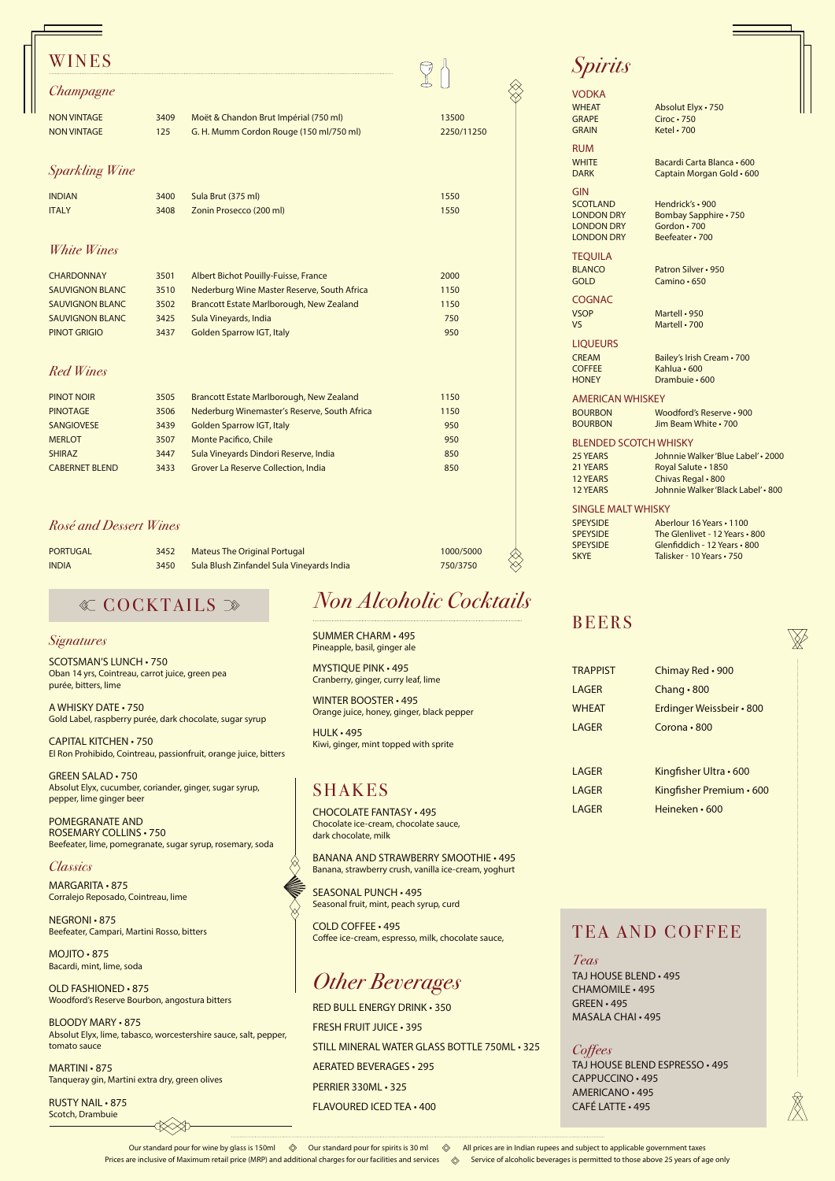# WINES

## *Champagne*

| | | | |
|---|---|---|---|
| NON VINTAGE | 3409 | Moët & Chandon Brut Impérial (750 ml) | 13500 |
| NON VINTAGE | 125 | G. H. Mumm Cordon Rouge (150 ml/750 ml) | 2250/11250 |

## *Sparkling Wine*

| | | | |
|---|---|---|---|
| INDIAN | 3400 | Sula Brut (375 ml) | 1550 |
| ITALY | 3408 | Zonin Prosecco (200 ml) | 1550 |

## *White Wines*

| | | | |
|---|---|---|---|
| CHARDONNAY | 3501 | Albert Bichot Pouilly-Fuisse, France | 2000 |
| SAUVIGNON BLANC | 3510 | Nederburg Wine Master Reserve, South Africa | 1150 |
| SAUVIGNON BLANC | 3502 | Brancott Estate Marlborough, New Zealand | 1150 |
| SAUVIGNON BLANC | 3425 | Sula Vineyards, India | 750 |
| PINOT GRIGIO | 3437 | Golden Sparrow IGT, Italy | 950 |

## *Red Wines*

| | | | |
|---|---|---|---|
| PINOT NOIR | 3505 | Brancott Estate Marlborough, New Zealand | 1150 |
| PINOTAGE | 3506 | Nederburg Winemaster's Reserve, South Africa | 1150 |
| SANGIOVESE | 3439 | Golden Sparrow IGT, Italy | 950 |
| MERLOT | 3507 | Monte Pacifico, Chile | 950 |
| SHIRAZ | 3447 | Sula Vineyards Dindori Reserve, India | 850 |
| CABERNET BLEND | 3433 | Grover La Reserve Collection, India | 850 |

## *Rosé and Dessert Wines*

| | | | |
|---|---|---|---|
| PORTUGAL | 3452 | Mateus The Original Portugal | 1000/5000 |
| INDIA | 3450 | Sula Blush Zinfandel Sula Vineyards India | 750/3750 |

# COCKTAILS

## *Signatures*

SCOTSMAN'S LUNCH • 750
Oban 14 yrs, Cointreau, carrot juice, green pea purée, bitters, lime

A WHISKY DATE • 750
Gold Label, raspberry purée, dark chocolate, sugar syrup

CAPITAL KITCHEN • 750
El Ron Prohibido, Cointreau, passionfruit, orange juice, bitters

GREEN SALAD • 750
Absolut Elyx, cucumber, coriander, ginger, sugar syrup, pepper, lime ginger beer

POMEGRANATE AND ROSEMARY COLLINS • 750
Beefeater, lime, pomegranate, sugar syrup, rosemary, soda

## *Classics*

MARGARITA • 875
Corralejo Reposado, Cointreau, lime

NEGRONI • 875
Beefeater, Campari, Martini Rosso, bitters

MOJITO • 875
Bacardi, mint, lime, soda

OLD FASHIONED • 875
Woodford's Reserve Bourbon, angostura bitters

BLOODY MARY • 875
Absolut Elyx, lime, tabasco, worcestershire sauce, salt, pepper, tomato sauce

MARTINI • 875
Tanqueray gin, Martini extra dry, green olives

RUSTY NAIL • 875
Scotch, Drambuie

# *Non Alcoholic Cocktails*

SUMMER CHARM • 495
Pineapple, basil, ginger ale

MYSTIQUE PINK • 495
Cranberry, ginger, curry leaf, lime

WINTER BOOSTER • 495
Orange juice, honey, ginger, black pepper

HULK • 495
Kiwi, ginger, mint topped with sprite

# SHAKES

CHOCOLATE FANTASY • 495
Chocolate ice-cream, chocolate sauce, dark chocolate, milk

BANANA AND STRAWBERRY SMOOTHIE • 495
Banana, strawberry crush, vanilla ice-cream, yoghurt

SEASONAL PUNCH • 495
Seasonal fruit, mint, peach syrup, curd

COLD COFFEE • 495
Coffee ice-cream, espresso, milk, chocolate sauce,

# *Other Beverages*

RED BULL ENERGY DRINK • 350

FRESH FRUIT JUICE • 395

STILL MINERAL WATER GLASS BOTTLE 750ML • 325

AERATED BEVERAGES • 295

PERRIER 330ML • 325

FLAVOURED ICED TEA • 400

# *Spirits*

### VODKA

| | |
|---|---|
| WHEAT | Absolut Elyx • 750 |
| GRAPE | Ciroc • 750 |
| GRAIN | Ketel • 700 |

### RUM

| | |
|---|---|
| WHITE | Bacardi Carta Blanca • 600 |
| DARK | Captain Morgan Gold • 600 |

### GIN

| | |
|---|---|
| SCOTLAND | Hendrick's • 900 |
| LONDON DRY | Bombay Sapphire • 750 |
| LONDON DRY | Gordon • 700 |
| LONDON DRY | Beefeater • 700 |

### TEQUILA

| | |
|---|---|
| BLANCO | Patron Silver • 950 |
| GOLD | Camino • 650 |

### COGNAC

| | |
|---|---|
| VSOP | Martell • 950 |
| VS | Martell • 700 |

### LIQUEURS

| | |
|---|---|
| CREAM | Bailey's Irish Cream • 700 |
| COFFEE | Kahlua • 600 |
| HONEY | Drambuie • 600 |

### AMERICAN WHISKEY

| | |
|---|---|
| BOURBON | Woodford's Reserve • 900 |
| BOURBON | Jim Beam White • 700 |

### BLENDED SCOTCH WHISKY

| | |
|---|---|
| 25 YEARS | Johnnie Walker 'Blue Label' • 2000 |
| 21 YEARS | Royal Salute • 1850 |
| 12 YEARS | Chivas Regal • 800 |
| 12 YEARS | Johnnie Walker 'Black Label' • 800 |

### SINGLE MALT WHISKY

| | |
|---|---|
| SPEYSIDE | Aberlour 16 Years • 1100 |
| SPEYSIDE | The Glenlivet - 12 Years • 800 |
| SPEYSIDE | Glenfiddich - 12 Years • 800 |
| SKYE | Talisker - 10 Years • 750 |

# BEERS

| | |
|---|---|
| TRAPPIST | Chimay Red • 900 |
| LAGER | Chang • 800 |
| WHEAT | Erdinger Weissbeir • 800 |
| LAGER | Corona • 800 |
| LAGER | Kingfisher Ultra • 600 |
| LAGER | Kingfisher Premium • 600 |
| LAGER | Heineken • 600 |

# TEA AND COFFEE

## *Teas*

TAJ HOUSE BLEND • 495
CHAMOMILE • 495
GREEN • 495
MASALA CHAI • 495

## *Coffees*

TAJ HOUSE BLEND ESPRESSO • 495
CAPPUCCINO • 495
AMERICANO • 495
CAFÉ LATTE • 495

Our standard pour for wine by glass is 150ml ◇ Our standard pour for spirits is 30 ml ◇ All prices are in Indian rupees and subject to applicable government taxes
Prices are inclusive of Maximum retail price (MRP) and additional charges for our facilities and services ◇ Service of alcoholic beverages is permitted to those above 25 years of age only